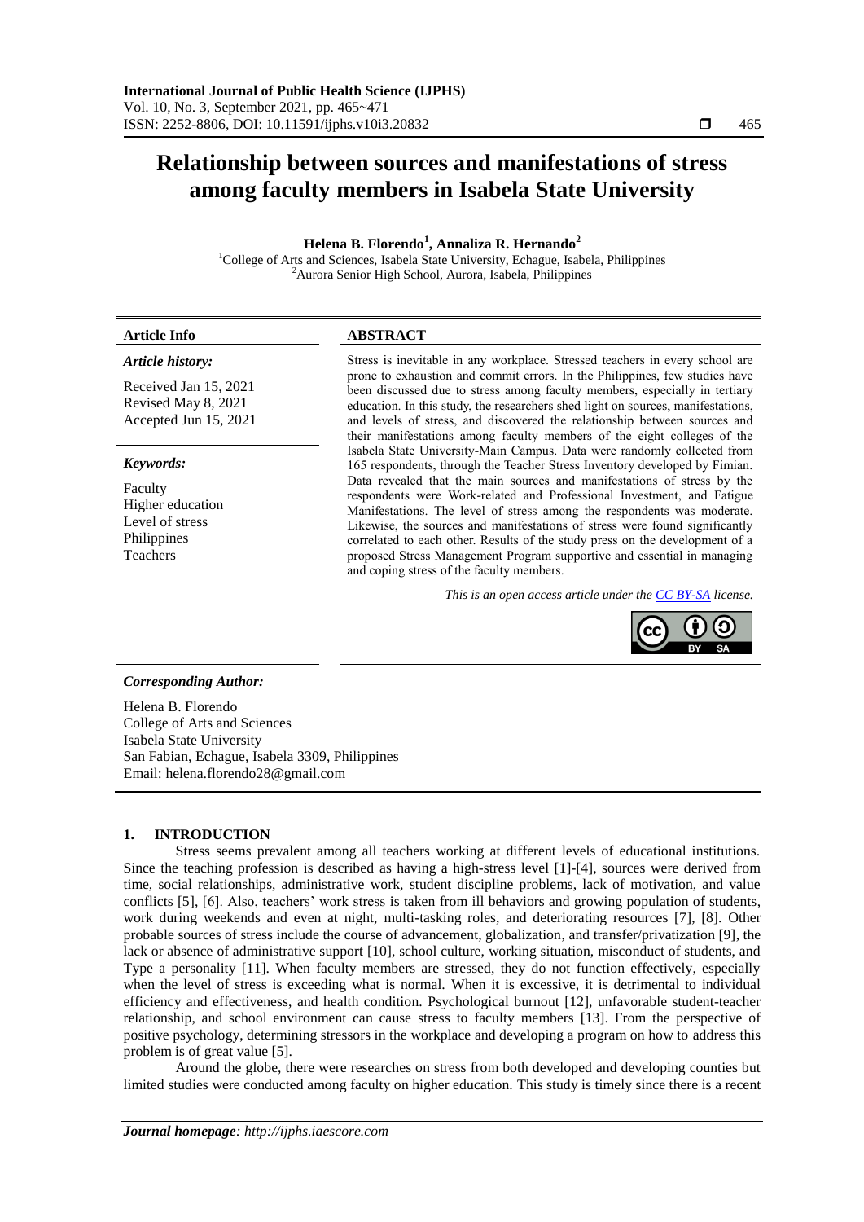# Relationship between sources and manifestations of stress among faculty members in Isabela State University

**Helena B. Florendo[1], Annaliza R. Hernando[2]**

[1]College of Arts and Sciences, Isabela State University, Echague, Isabela, Philippines
[2]Aurora Senior High School, Aurora, Isabela, Philippines

**Article Info**

*Article history:*

Received Jan 15, 2021
Revised May 8, 2021
Accepted Jun 15, 2021

*Keywords:*

Faculty
Higher education
Level of stress
Philippines
Teachers

**ABSTRACT**

Stress is inevitable in any workplace. Stressed teachers in every school are prone to exhaustion and commit errors. In the Philippines, few studies have been discussed due to stress among faculty members, especially in tertiary education. In this study, the researchers shed light on sources, manifestations, and levels of stress, and discovered the relationship between sources and their manifestations among faculty members of the eight colleges of the Isabela State University-Main Campus. Data were randomly collected from 165 respondents, through the Teacher Stress Inventory developed by Fimian. Data revealed that the main sources and manifestations of stress by the respondents were Work-related and Professional Investment, and Fatigue Manifestations. The level of stress among the respondents was moderate. Likewise, the sources and manifestations of stress were found significantly correlated to each other. Results of the study press on the development of a proposed Stress Management Program supportive and essential in managing and coping stress of the faculty members.

*This is an open access article under the CC BY-SA license.*

*Corresponding Author:*

Helena B. Florendo
College of Arts and Sciences
Isabela State University
San Fabian, Echague, Isabela 3309, Philippines
Email: helena.florendo28@gmail.com

## 1. INTRODUCTION

Stress seems prevalent among all teachers working at different levels of educational institutions. Since the teaching profession is described as having a high-stress level [1]-[4], sources were derived from time, social relationships, administrative work, student discipline problems, lack of motivation, and value conflicts [5], [6]. Also, teachers' work stress is taken from ill behaviors and growing population of students, work during weekends and even at night, multi-tasking roles, and deteriorating resources [7], [8]. Other probable sources of stress include the course of advancement, globalization, and transfer/privatization [9], the lack or absence of administrative support [10], school culture, working situation, misconduct of students, and Type a personality [11]. When faculty members are stressed, they do not function effectively, especially when the level of stress is exceeding what is normal. When it is excessive, it is detrimental to individual efficiency and effectiveness, and health condition. Psychological burnout [12], unfavorable student-teacher relationship, and school environment can cause stress to faculty members [13]. From the perspective of positive psychology, determining stressors in the workplace and developing a program on how to address this problem is of great value [5].

Around the globe, there were researches on stress from both developed and developing counties but limited studies were conducted among faculty on higher education. This study is timely since there is a recent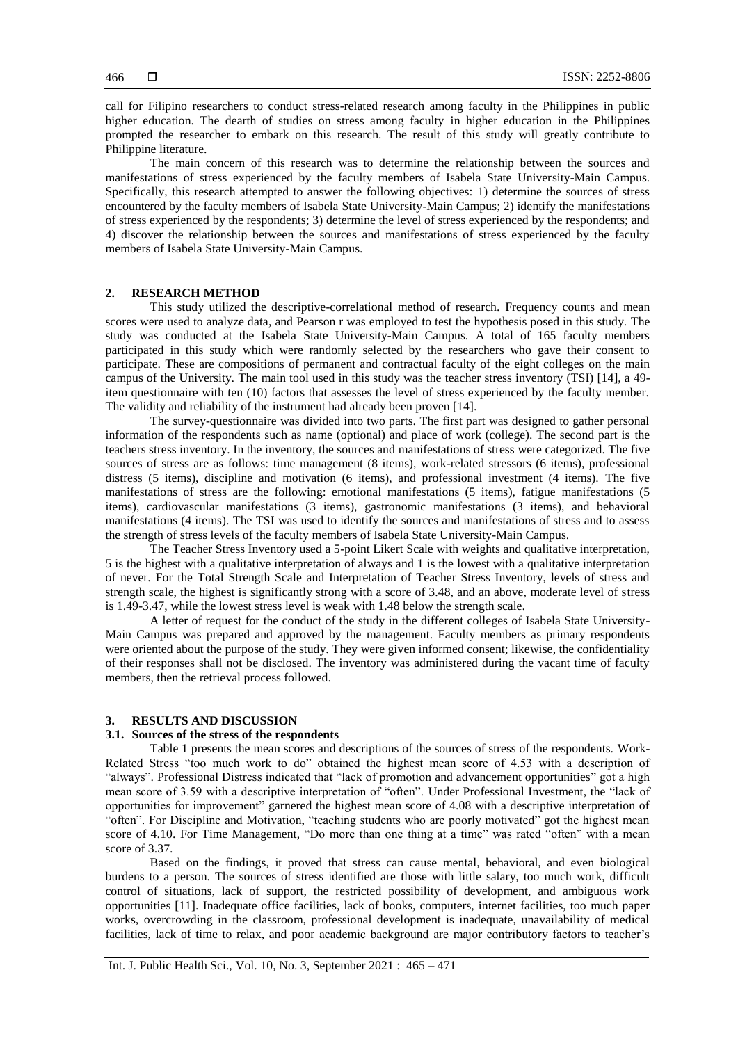call for Filipino researchers to conduct stress-related research among faculty in the Philippines in public higher education. The dearth of studies on stress among faculty in higher education in the Philippines prompted the researcher to embark on this research. The result of this study will greatly contribute to Philippine literature.

The main concern of this research was to determine the relationship between the sources and manifestations of stress experienced by the faculty members of Isabela State University-Main Campus. Specifically, this research attempted to answer the following objectives: 1) determine the sources of stress encountered by the faculty members of Isabela State University-Main Campus; 2) identify the manifestations of stress experienced by the respondents; 3) determine the level of stress experienced by the respondents; and 4) discover the relationship between the sources and manifestations of stress experienced by the faculty members of Isabela State University-Main Campus.

## 2. RESEARCH METHOD

This study utilized the descriptive-correlational method of research. Frequency counts and mean scores were used to analyze data, and Pearson r was employed to test the hypothesis posed in this study. The study was conducted at the Isabela State University-Main Campus. A total of 165 faculty members participated in this study which were randomly selected by the researchers who gave their consent to participate. These are compositions of permanent and contractual faculty of the eight colleges on the main campus of the University. The main tool used in this study was the teacher stress inventory (TSI) [14], a 49-item questionnaire with ten (10) factors that assesses the level of stress experienced by the faculty member. The validity and reliability of the instrument had already been proven [14].

The survey-questionnaire was divided into two parts. The first part was designed to gather personal information of the respondents such as name (optional) and place of work (college). The second part is the teachers stress inventory. In the inventory, the sources and manifestations of stress were categorized. The five sources of stress are as follows: time management (8 items), work-related stressors (6 items), professional distress (5 items), discipline and motivation (6 items), and professional investment (4 items). The five manifestations of stress are the following: emotional manifestations (5 items), fatigue manifestations (5 items), cardiovascular manifestations (3 items), gastronomic manifestations (3 items), and behavioral manifestations (4 items). The TSI was used to identify the sources and manifestations of stress and to assess the strength of stress levels of the faculty members of Isabela State University-Main Campus.

The Teacher Stress Inventory used a 5-point Likert Scale with weights and qualitative interpretation, 5 is the highest with a qualitative interpretation of always and 1 is the lowest with a qualitative interpretation of never. For the Total Strength Scale and Interpretation of Teacher Stress Inventory, levels of stress and strength scale, the highest is significantly strong with a score of 3.48, and an above, moderate level of stress is 1.49-3.47, while the lowest stress level is weak with 1.48 below the strength scale.

A letter of request for the conduct of the study in the different colleges of Isabela State University-Main Campus was prepared and approved by the management. Faculty members as primary respondents were oriented about the purpose of the study. They were given informed consent; likewise, the confidentiality of their responses shall not be disclosed. The inventory was administered during the vacant time of faculty members, then the retrieval process followed.

## 3. RESULTS AND DISCUSSION

### 3.1. Sources of the stress of the respondents

Table 1 presents the mean scores and descriptions of the sources of stress of the respondents. Work-Related Stress "too much work to do" obtained the highest mean score of 4.53 with a description of "always". Professional Distress indicated that "lack of promotion and advancement opportunities" got a high mean score of 3.59 with a descriptive interpretation of "often". Under Professional Investment, the "lack of opportunities for improvement" garnered the highest mean score of 4.08 with a descriptive interpretation of "often". For Discipline and Motivation, "teaching students who are poorly motivated" got the highest mean score of 4.10. For Time Management, "Do more than one thing at a time" was rated "often" with a mean score of 3.37.

Based on the findings, it proved that stress can cause mental, behavioral, and even biological burdens to a person. The sources of stress identified are those with little salary, too much work, difficult control of situations, lack of support, the restricted possibility of development, and ambiguous work opportunities [11]. Inadequate office facilities, lack of books, computers, internet facilities, too much paper works, overcrowding in the classroom, professional development is inadequate, unavailability of medical facilities, lack of time to relax, and poor academic background are major contributory factors to teacher's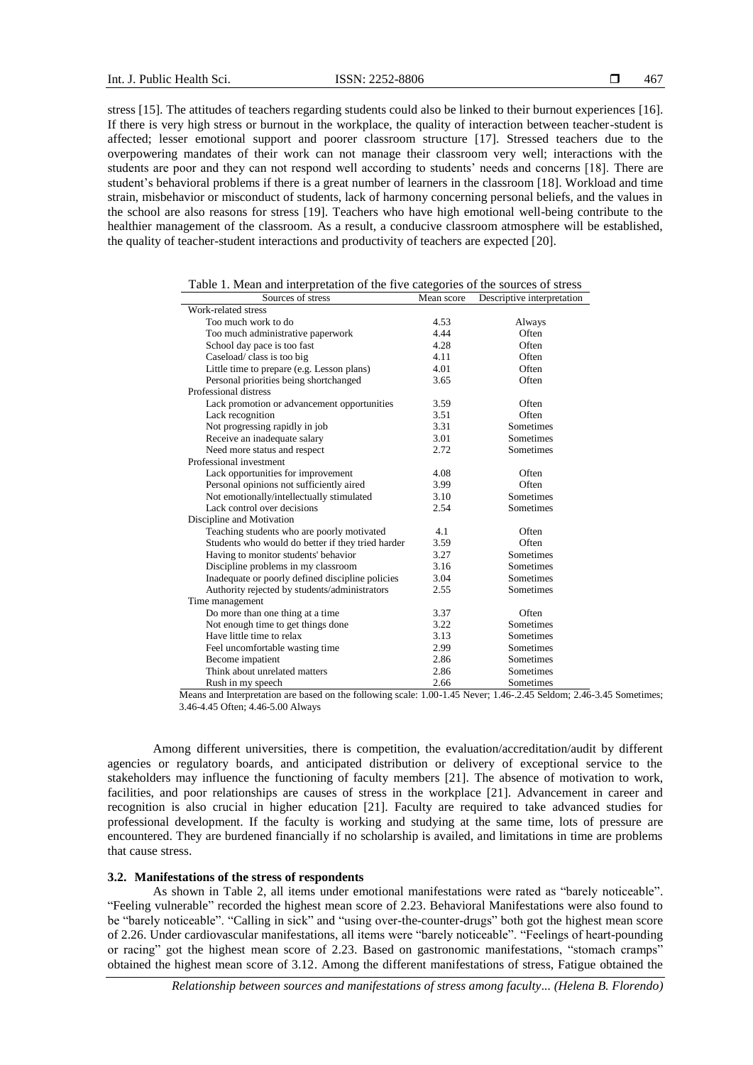stress [15]. The attitudes of teachers regarding students could also be linked to their burnout experiences [16]. If there is very high stress or burnout in the workplace, the quality of interaction between teacher-student is affected; lesser emotional support and poorer classroom structure [17]. Stressed teachers due to the overpowering mandates of their work can not manage their classroom very well; interactions with the students are poor and they can not respond well according to students' needs and concerns [18]. There are student's behavioral problems if there is a great number of learners in the classroom [18]. Workload and time strain, misbehavior or misconduct of students, lack of harmony concerning personal beliefs, and the values in the school are also reasons for stress [19]. Teachers who have high emotional well-being contribute to the healthier management of the classroom. As a result, a conducive classroom atmosphere will be established, the quality of teacher-student interactions and productivity of teachers are expected [20].

Table 1. Mean and interpretation of the five categories of the sources of stress

| Sources of stress | Mean score | Descriptive interpretation |
|---|---|---|
| Work-related stress | | |
| Too much work to do | 4.53 | Always |
| Too much administrative paperwork | 4.44 | Often |
| School day pace is too fast | 4.28 | Often |
| Caseload/ class is too big | 4.11 | Often |
| Little time to prepare (e.g. Lesson plans) | 4.01 | Often |
| Personal priorities being shortchanged | 3.65 | Often |
| Professional distress | | |
| Lack promotion or advancement opportunities | 3.59 | Often |
| Lack recognition | 3.51 | Often |
| Not progressing rapidly in job | 3.31 | Sometimes |
| Receive an inadequate salary | 3.01 | Sometimes |
| Need more status and respect | 2.72 | Sometimes |
| Professional investment | | |
| Lack opportunities for improvement | 4.08 | Often |
| Personal opinions not sufficiently aired | 3.99 | Often |
| Not emotionally/intellectually stimulated | 3.10 | Sometimes |
| Lack control over decisions | 2.54 | Sometimes |
| Discipline and Motivation | | |
| Teaching students who are poorly motivated | 4.1 | Often |
| Students who would do better if they tried harder | 3.59 | Often |
| Having to monitor students' behavior | 3.27 | Sometimes |
| Discipline problems in my classroom | 3.16 | Sometimes |
| Inadequate or poorly defined discipline policies | 3.04 | Sometimes |
| Authority rejected by students/administrators | 2.55 | Sometimes |
| Time management | | |
| Do more than one thing at a time | 3.37 | Often |
| Not enough time to get things done | 3.22 | Sometimes |
| Have little time to relax | 3.13 | Sometimes |
| Feel uncomfortable wasting time | 2.99 | Sometimes |
| Become impatient | 2.86 | Sometimes |
| Think about unrelated matters | 2.86 | Sometimes |
| Rush in my speech | 2.66 | Sometimes |

Means and Interpretation are based on the following scale: 1.00-1.45 Never; 1.46-.2.45 Seldom; 2.46-3.45 Sometimes; 3.46-4.45 Often; 4.46-5.00 Always

Among different universities, there is competition, the evaluation/accreditation/audit by different agencies or regulatory boards, and anticipated distribution or delivery of exceptional service to the stakeholders may influence the functioning of faculty members [21]. The absence of motivation to work, facilities, and poor relationships are causes of stress in the workplace [21]. Advancement in career and recognition is also crucial in higher education [21]. Faculty are required to take advanced studies for professional development. If the faculty is working and studying at the same time, lots of pressure are encountered. They are burdened financially if no scholarship is availed, and limitations in time are problems that cause stress.

### 3.2. Manifestations of the stress of respondents

As shown in Table 2, all items under emotional manifestations were rated as "barely noticeable". "Feeling vulnerable" recorded the highest mean score of 2.23. Behavioral Manifestations were also found to be "barely noticeable". "Calling in sick" and "using over-the-counter-drugs" both got the highest mean score of 2.26. Under cardiovascular manifestations, all items were "barely noticeable". "Feelings of heart-pounding or racing" got the highest mean score of 2.23. Based on gastronomic manifestations, "stomach cramps" obtained the highest mean score of 3.12. Among the different manifestations of stress, Fatigue obtained the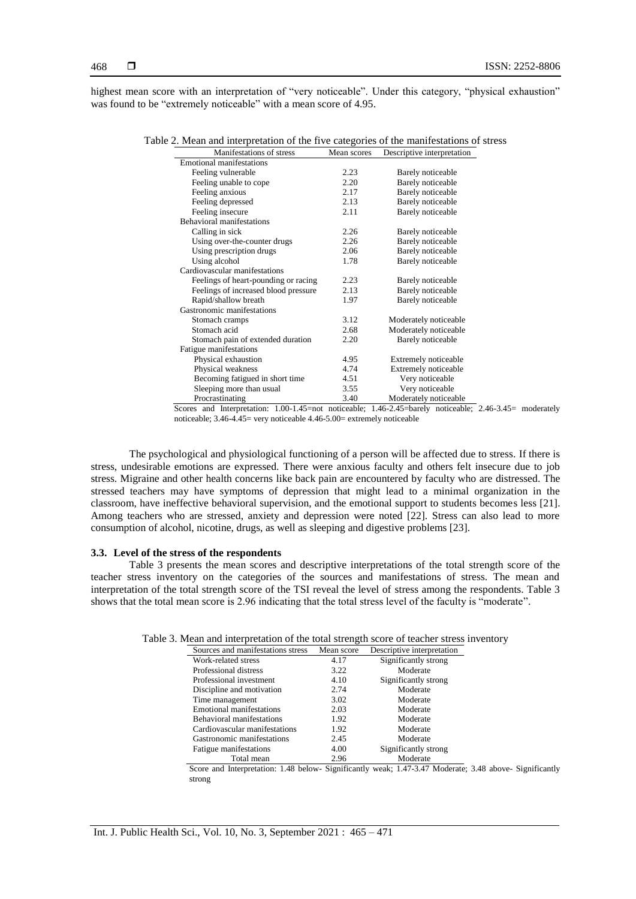highest mean score with an interpretation of "very noticeable". Under this category, "physical exhaustion" was found to be "extremely noticeable" with a mean score of 4.95.

Table 2. Mean and interpretation of the five categories of the manifestations of stress

| Manifestations of stress | Mean scores | Descriptive interpretation |
|---|---|---|
| Emotional manifestations | | |
| Feeling vulnerable | 2.23 | Barely noticeable |
| Feeling unable to cope | 2.20 | Barely noticeable |
| Feeling anxious | 2.17 | Barely noticeable |
| Feeling depressed | 2.13 | Barely noticeable |
| Feeling insecure | 2.11 | Barely noticeable |
| Behavioral manifestations | | |
| Calling in sick | 2.26 | Barely noticeable |
| Using over-the-counter drugs | 2.26 | Barely noticeable |
| Using prescription drugs | 2.06 | Barely noticeable |
| Using alcohol | 1.78 | Barely noticeable |
| Cardiovascular manifestations | | |
| Feelings of heart-pounding or racing | 2.23 | Barely noticeable |
| Feelings of increased blood pressure | 2.13 | Barely noticeable |
| Rapid/shallow breath | 1.97 | Barely noticeable |
| Gastronomic manifestations | | |
| Stomach cramps | 3.12 | Moderately noticeable |
| Stomach acid | 2.68 | Moderately noticeable |
| Stomach pain of extended duration | 2.20 | Barely noticeable |
| Fatigue manifestations | | |
| Physical exhaustion | 4.95 | Extremely noticeable |
| Physical weakness | 4.74 | Extremely noticeable |
| Becoming fatigued in short time | 4.51 | Very noticeable |
| Sleeping more than usual | 3.55 | Very noticeable |
| Procrastinating | 3.40 | Moderately noticeable |

Scores and Interpretation: 1.00-1.45=not noticeable; 1.46-2.45=barely noticeable; 2.46-3.45= moderately noticeable; 3.46-4.45= very noticeable 4.46-5.00= extremely noticeable

The psychological and physiological functioning of a person will be affected due to stress. If there is stress, undesirable emotions are expressed. There were anxious faculty and others felt insecure due to job stress. Migraine and other health concerns like back pain are encountered by faculty who are distressed. The stressed teachers may have symptoms of depression that might lead to a minimal organization in the classroom, have ineffective behavioral supervision, and the emotional support to students becomes less [21]. Among teachers who are stressed, anxiety and depression were noted [22]. Stress can also lead to more consumption of alcohol, nicotine, drugs, as well as sleeping and digestive problems [23].

### 3.3. Level of the stress of the respondents

Table 3 presents the mean scores and descriptive interpretations of the total strength score of the teacher stress inventory on the categories of the sources and manifestations of stress. The mean and interpretation of the total strength score of the TSI reveal the level of stress among the respondents. Table 3 shows that the total mean score is 2.96 indicating that the total stress level of the faculty is "moderate".

Table 3. Mean and interpretation of the total strength score of teacher stress inventory

| Sources and manifestations stress | Mean score | Descriptive interpretation |
|---|---|---|
| Work-related stress | 4.17 | Significantly strong |
| Professional distress | 3.22 | Moderate |
| Professional investment | 4.10 | Significantly strong |
| Discipline and motivation | 2.74 | Moderate |
| Time management | 3.02 | Moderate |
| Emotional manifestations | 2.03 | Moderate |
| Behavioral manifestations | 1.92 | Moderate |
| Cardiovascular manifestations | 1.92 | Moderate |
| Gastronomic manifestations | 2.45 | Moderate |
| Fatigue manifestations | 4.00 | Significantly strong |
| Total mean | 2.96 | Moderate |

Score and Interpretation: 1.48 below- Significantly weak; 1.47-3.47 Moderate; 3.48 above- Significantly strong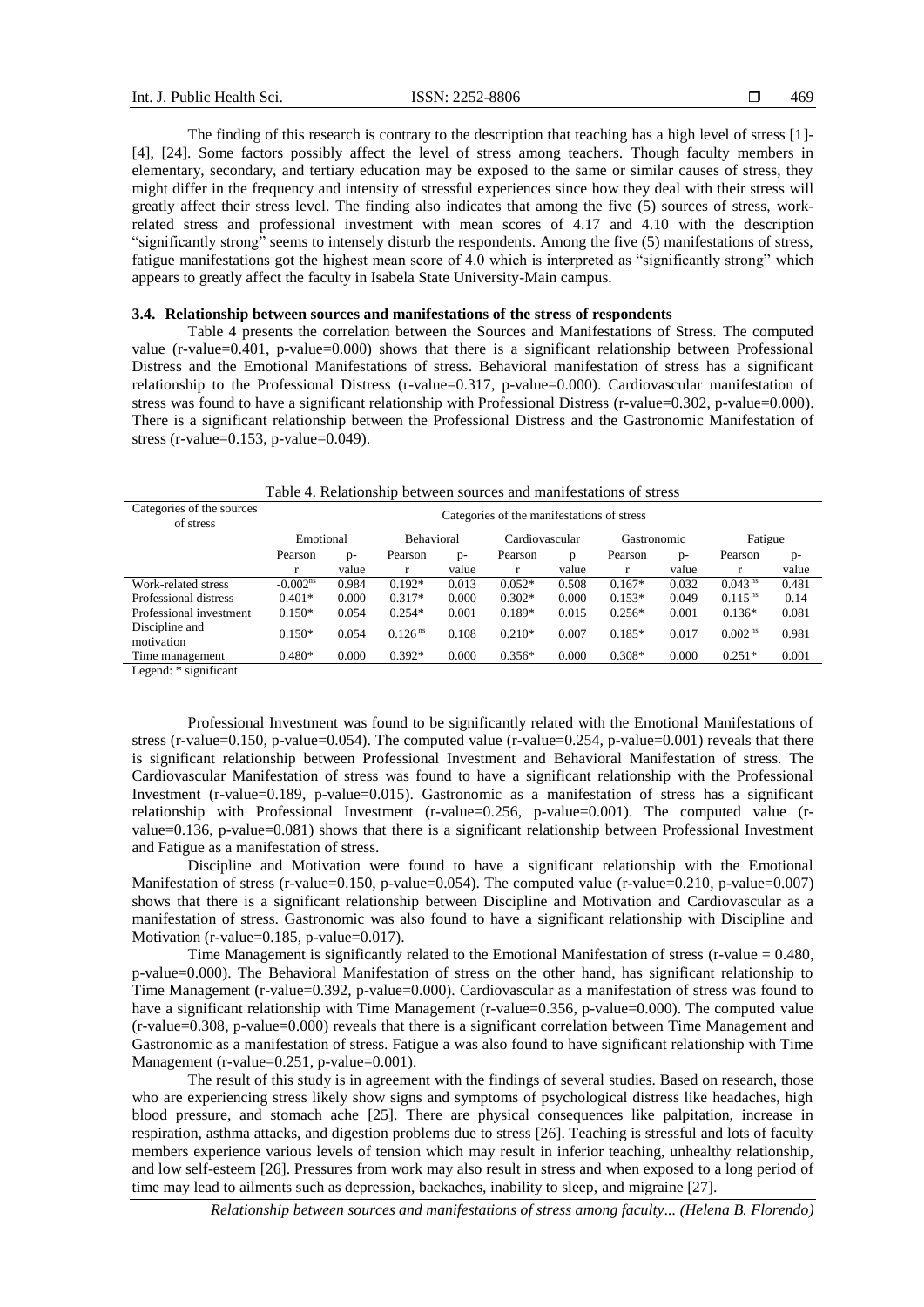The finding of this research is contrary to the description that teaching has a high level of stress [1]-[4], [24]. Some factors possibly affect the level of stress among teachers. Though faculty members in elementary, secondary, and tertiary education may be exposed to the same or similar causes of stress, they might differ in the frequency and intensity of stressful experiences since how they deal with their stress will greatly affect their stress level. The finding also indicates that among the five (5) sources of stress, work-related stress and professional investment with mean scores of 4.17 and 4.10 with the description "significantly strong" seems to intensely disturb the respondents. Among the five (5) manifestations of stress, fatigue manifestations got the highest mean score of 4.0 which is interpreted as "significantly strong" which appears to greatly affect the faculty in Isabela State University-Main campus.

### 3.4. Relationship between sources and manifestations of the stress of respondents

Table 4 presents the correlation between the Sources and Manifestations of Stress. The computed value (r-value=0.401, p-value=0.000) shows that there is a significant relationship between Professional Distress and the Emotional Manifestations of stress. Behavioral manifestation of stress has a significant relationship to the Professional Distress (r-value=0.317, p-value=0.000). Cardiovascular manifestation of stress was found to have a significant relationship with Professional Distress (r-value=0.302, p-value=0.000). There is a significant relationship between the Professional Distress and the Gastronomic Manifestation of stress (r-value=0.153, p-value=0.049).

Table 4. Relationship between sources and manifestations of stress

| Categories of the sources of stress | Categories of the manifestations of stress | | | | | | | | | |
|---|---|---|---|---|---|---|---|---|---|---|
| | Emotional | | Behavioral | | Cardiovascular | | Gastronomic | | Fatigue | |
| | Pearson r | p-value | Pearson r | p-value | Pearson r | p value | Pearson r | p-value | Pearson r | p-value |
| Work-related stress | -0.002[ns] | 0.984 | 0.192* | 0.013 | 0.052* | 0.508 | 0.167* | 0.032 | 0.043[ns] | 0.481 |
| Professional distress | 0.401* | 0.000 | 0.317* | 0.000 | 0.302* | 0.000 | 0.153* | 0.049 | 0.115[ns] | 0.14 |
| Professional investment | 0.150* | 0.054 | 0.254* | 0.001 | 0.189* | 0.015 | 0.256* | 0.001 | 0.136* | 0.081 |
| Discipline and motivation | 0.150* | 0.054 | 0.126[ns] | 0.108 | 0.210* | 0.007 | 0.185* | 0.017 | 0.002[ns] | 0.981 |
| Time management | 0.480* | 0.000 | 0.392* | 0.000 | 0.356* | 0.000 | 0.308* | 0.000 | 0.251* | 0.001 |

Legend: * significant

Professional Investment was found to be significantly related with the Emotional Manifestations of stress (r-value=0.150, p-value=0.054). The computed value (r-value=0.254, p-value=0.001) reveals that there is significant relationship between Professional Investment and Behavioral Manifestation of stress. The Cardiovascular Manifestation of stress was found to have a significant relationship with the Professional Investment (r-value=0.189, p-value=0.015). Gastronomic as a manifestation of stress has a significant relationship with Professional Investment (r-value=0.256, p-value=0.001). The computed value (r-value=0.136, p-value=0.081) shows that there is a significant relationship between Professional Investment and Fatigue as a manifestation of stress.

Discipline and Motivation were found to have a significant relationship with the Emotional Manifestation of stress (r-value=0.150, p-value=0.054). The computed value (r-value=0.210, p-value=0.007) shows that there is a significant relationship between Discipline and Motivation and Cardiovascular as a manifestation of stress. Gastronomic was also found to have a significant relationship with Discipline and Motivation (r-value=0.185, p-value=0.017).

Time Management is significantly related to the Emotional Manifestation of stress (r-value = 0.480, p-value=0.000). The Behavioral Manifestation of stress on the other hand, has significant relationship to Time Management (r-value=0.392, p-value=0.000). Cardiovascular as a manifestation of stress was found to have a significant relationship with Time Management (r-value=0.356, p-value=0.000). The computed value (r-value=0.308, p-value=0.000) reveals that there is a significant correlation between Time Management and Gastronomic as a manifestation of stress. Fatigue a was also found to have significant relationship with Time Management (r-value=0.251, p-value=0.001).

The result of this study is in agreement with the findings of several studies. Based on research, those who are experiencing stress likely show signs and symptoms of psychological distress like headaches, high blood pressure, and stomach ache [25]. There are physical consequences like palpitation, increase in respiration, asthma attacks, and digestion problems due to stress [26]. Teaching is stressful and lots of faculty members experience various levels of tension which may result in inferior teaching, unhealthy relationship, and low self-esteem [26]. Pressures from work may also result in stress and when exposed to a long period of time may lead to ailments such as depression, backaches, inability to sleep, and migraine [27].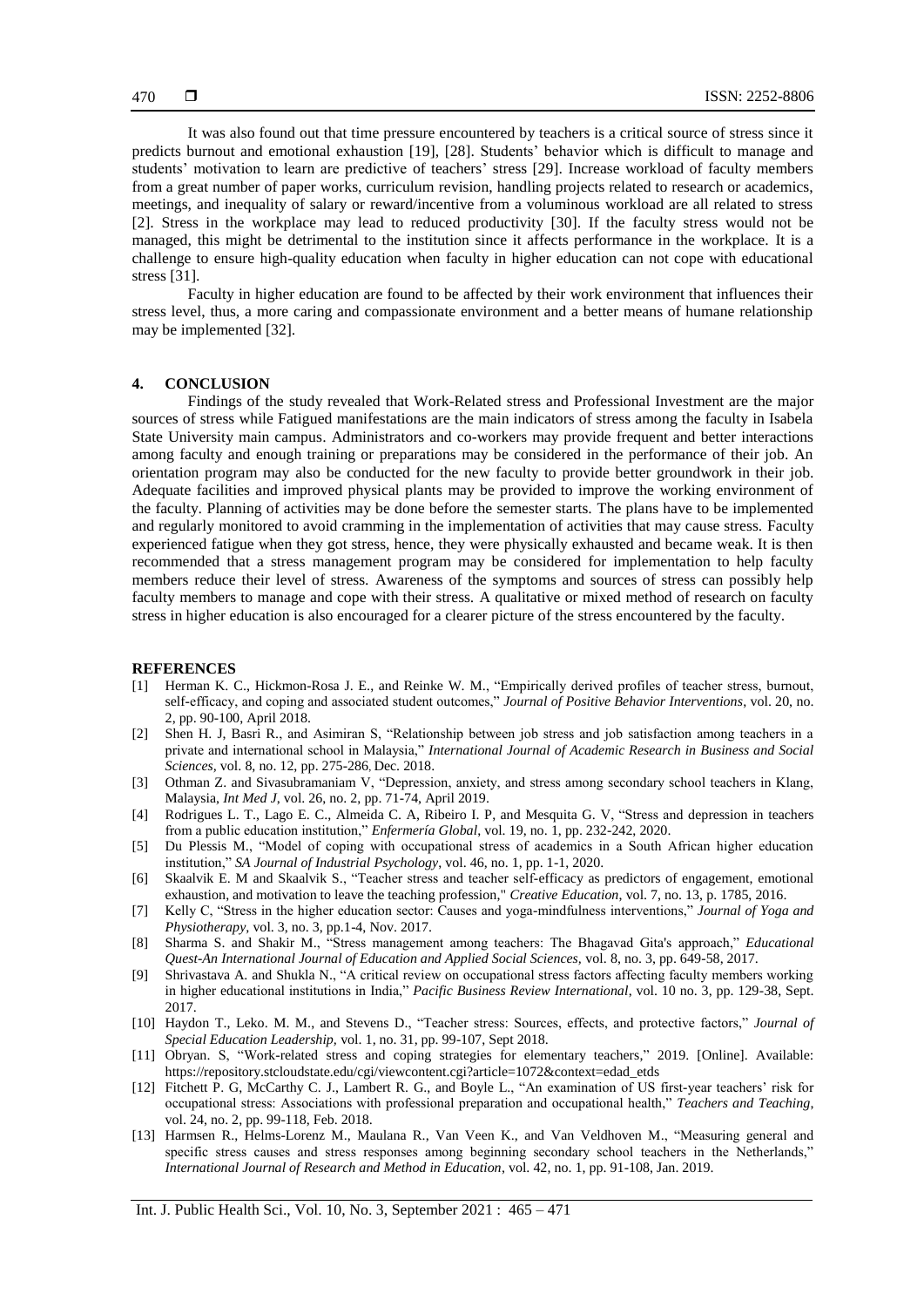It was also found out that time pressure encountered by teachers is a critical source of stress since it predicts burnout and emotional exhaustion [19], [28]. Students' behavior which is difficult to manage and students' motivation to learn are predictive of teachers' stress [29]. Increase workload of faculty members from a great number of paper works, curriculum revision, handling projects related to research or academics, meetings, and inequality of salary or reward/incentive from a voluminous workload are all related to stress [2]. Stress in the workplace may lead to reduced productivity [30]. If the faculty stress would not be managed, this might be detrimental to the institution since it affects performance in the workplace. It is a challenge to ensure high-quality education when faculty in higher education can not cope with educational stress [31].

Faculty in higher education are found to be affected by their work environment that influences their stress level, thus, a more caring and compassionate environment and a better means of humane relationship may be implemented [32].

## 4. CONCLUSION

Findings of the study revealed that Work-Related stress and Professional Investment are the major sources of stress while Fatigued manifestations are the main indicators of stress among the faculty in Isabela State University main campus. Administrators and co-workers may provide frequent and better interactions among faculty and enough training or preparations may be considered in the performance of their job. An orientation program may also be conducted for the new faculty to provide better groundwork in their job. Adequate facilities and improved physical plants may be provided to improve the working environment of the faculty. Planning of activities may be done before the semester starts. The plans have to be implemented and regularly monitored to avoid cramming in the implementation of activities that may cause stress. Faculty experienced fatigue when they got stress, hence, they were physically exhausted and became weak. It is then recommended that a stress management program may be considered for implementation to help faculty members reduce their level of stress. Awareness of the symptoms and sources of stress can possibly help faculty members to manage and cope with their stress. A qualitative or mixed method of research on faculty stress in higher education is also encouraged for a clearer picture of the stress encountered by the faculty.

## REFERENCES

[1] Herman K. C., Hickmon-Rosa J. E., and Reinke W. M., "Empirically derived profiles of teacher stress, burnout, self-efficacy, and coping and associated student outcomes," *Journal of Positive Behavior Interventions*, vol. 20, no. 2, pp. 90-100, April 2018.

[2] Shen H. J, Basri R., and Asimiran S, "Relationship between job stress and job satisfaction among teachers in a private and international school in Malaysia," *International Journal of Academic Research in Business and Social Sciences*, vol. 8, no. 12, pp. 275-286, Dec. 2018.

[3] Othman Z. and Sivasubramaniam V, "Depression, anxiety, and stress among secondary school teachers in Klang, Malaysia, *Int Med J*, vol. 26, no. 2, pp. 71-74, April 2019.

[4] Rodrigues L. T., Lago E. C., Almeida C. A, Ribeiro I. P, and Mesquita G. V, "Stress and depression in teachers from a public education institution," *Enfermería Global*, vol. 19, no. 1, pp. 232-242, 2020.

[5] Du Plessis M., "Model of coping with occupational stress of academics in a South African higher education institution," *SA Journal of Industrial Psychology*, vol. 46, no. 1, pp. 1-1, 2020.

[6] Skaalvik E. M and Skaalvik S., "Teacher stress and teacher self-efficacy as predictors of engagement, emotional exhaustion, and motivation to leave the teaching profession," *Creative Education*, vol. 7, no. 13, p. 1785, 2016.

[7] Kelly C, "Stress in the higher education sector: Causes and yoga-mindfulness interventions," *Journal of Yoga and Physiotherapy*, vol. 3, no. 3, pp.1-4, Nov. 2017.

[8] Sharma S. and Shakir M., "Stress management among teachers: The Bhagavad Gita's approach," *Educational Quest-An International Journal of Education and Applied Social Sciences*, vol. 8, no. 3, pp. 649-58, 2017.

[9] Shrivastava A. and Shukla N., "A critical review on occupational stress factors affecting faculty members working in higher educational institutions in India," *Pacific Business Review International*, vol. 10 no. 3, pp. 129-38, Sept. 2017.

[10] Haydon T., Leko. M. M., and Stevens D., "Teacher stress: Sources, effects, and protective factors," *Journal of Special Education Leadership*, vol. 1, no. 31, pp. 99-107, Sept 2018.

[11] Obryan. S, "Work-related stress and coping strategies for elementary teachers," 2019. [Online]. Available: https://repository.stcloudstate.edu/cgi/viewcontent.cgi?article=1072&context=edad_etds

[12] Fitchett P. G, McCarthy C. J., Lambert R. G., and Boyle L., "An examination of US first-year teachers' risk for occupational stress: Associations with professional preparation and occupational health," *Teachers and Teaching*, vol. 24, no. 2, pp. 99-118, Feb. 2018.

[13] Harmsen R., Helms-Lorenz M., Maulana R., Van Veen K., and Van Veldhoven M., "Measuring general and specific stress causes and stress responses among beginning secondary school teachers in the Netherlands," *International Journal of Research and Method in Education*, vol. 42, no. 1, pp. 91-108, Jan. 2019.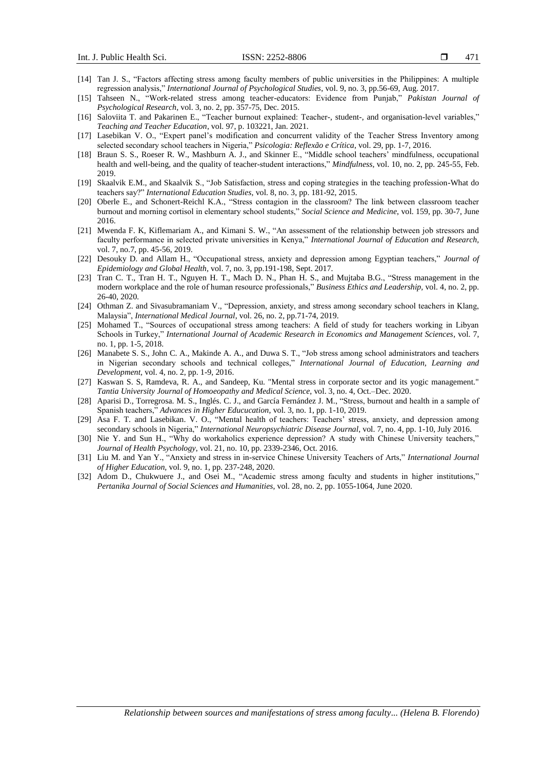[14] Tan J. S., "Factors affecting stress among faculty members of public universities in the Philippines: A multiple regression analysis," *International Journal of Psychological Studies*, vol. 9, no. 3, pp.56-69, Aug. 2017.

[15] Tahseen N., "Work-related stress among teacher-educators: Evidence from Punjab," *Pakistan Journal of Psychological Research*, vol. 3, no. 2, pp. 357-75, Dec. 2015.

[16] Saloviita T. and Pakarinen E., "Teacher burnout explained: Teacher-, student-, and organisation-level variables," *Teaching and Teacher Education*, vol. 97, p. 103221, Jan. 2021.

[17] Lasebikan V. O., "Expert panel's modification and concurrent validity of the Teacher Stress Inventory among selected secondary school teachers in Nigeria," *Psicologia: Reflexão e Crítica*, vol. 29, pp. 1-7, 2016.

[18] Braun S. S., Roeser R. W., Mashburn A. J., and Skinner E., "Middle school teachers' mindfulness, occupational health and well-being, and the quality of teacher-student interactions," *Mindfulness*, vol. 10, no. 2, pp. 245-55, Feb. 2019.

[19] Skaalvik E.M., and Skaalvik S., "Job Satisfaction, stress and coping strategies in the teaching profession-What do teachers say?" *International Education Studies*, vol. 8, no. 3, pp. 181-92, 2015.

[20] Oberle E., and Schonert-Reichl K.A., "Stress contagion in the classroom? The link between classroom teacher burnout and morning cortisol in elementary school students," *Social Science and Medicine*, vol. 159, pp. 30-7, June 2016.

[21] Mwenda F. K, Kiflemariam A., and Kimani S. W., "An assessment of the relationship between job stressors and faculty performance in selected private universities in Kenya," *International Journal of Education and Research*, vol. 7, no.7, pp. 45-56, 2019.

[22] Desouky D. and Allam H., "Occupational stress, anxiety and depression among Egyptian teachers," *Journal of Epidemiology and Global Health*, vol. 7, no. 3, pp.191-198, Sept. 2017.

[23] Tran C. T., Tran H. T., Nguyen H. T., Mach D. N., Phan H. S., and Mujtaba B.G., "Stress management in the modern workplace and the role of human resource professionals," *Business Ethics and Leadership*, vol. 4, no. 2, pp. 26-40, 2020.

[24] Othman Z. and Sivasubramaniam V., "Depression, anxiety, and stress among secondary school teachers in Klang, Malaysia", *International Medical Journal*, vol. 26, no. 2, pp.71-74, 2019.

[25] Mohamed T., "Sources of occupational stress among teachers: A field of study for teachers working in Libyan Schools in Turkey," *International Journal of Academic Research in Economics and Management Sciences*, vol. 7, no. 1, pp. 1-5, 2018.

[26] Manabete S. S., John C. A., Makinde A. A., and Duwa S. T., "Job stress among school administrators and teachers in Nigerian secondary schools and technical colleges," *International Journal of Education, Learning and Development*, vol. 4, no. 2, pp. 1-9, 2016.

[27] Kaswan S. S, Ramdeva, R. A., and Sandeep, Ku. "Mental stress in corporate sector and its yogic management." *Tantia University Journal of Homoeopathy and Medical Science*, vol. 3, no. 4, Oct.–Dec. 2020.

[28] Aparisi D., Torregrosa. M. S., Inglés. C. J., and García Fernández J. M., "Stress, burnout and health in a sample of Spanish teachers," *Advances in Higher Educucation*, vol. 3, no. 1, pp. 1-10, 2019.

[29] Asa F. T. and Lasebikan. V. O., "Mental health of teachers: Teachers' stress, anxiety, and depression among secondary schools in Nigeria," *International Neuropsychiatric Disease Journal*, vol. 7, no. 4, pp. 1-10, July 2016.

[30] Nie Y. and Sun H., "Why do workaholics experience depression? A study with Chinese University teachers," *Journal of Health Psychology*, vol. 21, no. 10, pp. 2339-2346, Oct. 2016.

[31] Liu M. and Yan Y., "Anxiety and stress in in-service Chinese University Teachers of Arts," *International Journal of Higher Education*, vol. 9, no. 1, pp. 237-248, 2020.

[32] Adom D., Chukwuere J., and Osei M., "Academic stress among faculty and students in higher institutions," *Pertanika Journal of Social Sciences and Humanities*, vol. 28, no. 2, pp. 1055-1064, June 2020.